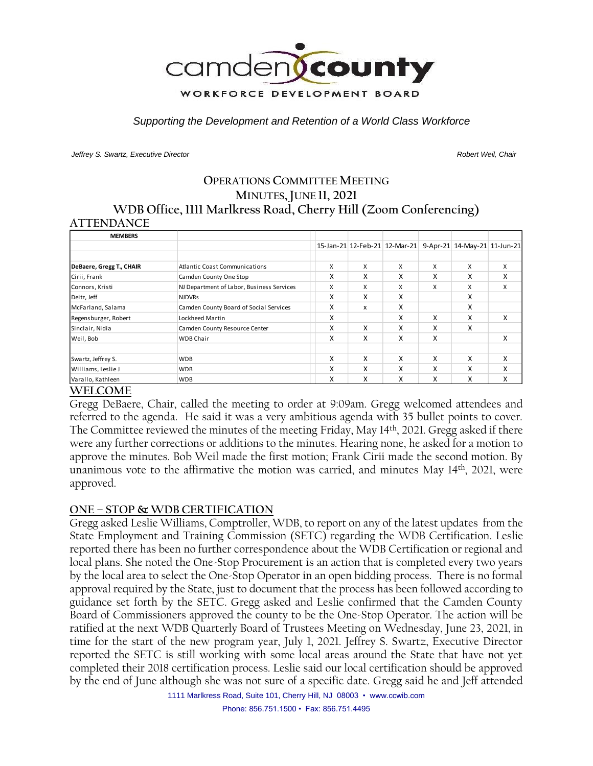camden county

WORKFORCE DEVELOPMENT BOARD

*Supporting the Development and Retention of a World Class Workforce*

*Jeffrey S. Swartz, Executive Director* *Robert Weil, Chair*

# OPERATIONS COMMITTEE MEETING
## MINUTES, JUNE 11, 2021
## WDB Office, 1111 Marlkress Road, Cherry Hill (Zoom Conferencing)

## ATTENDANCE

| MEMBERS | | 15-Jan-21 | 12-Feb-21 | 12-Mar-21 | 9-Apr-21 | 14-May-21 | 11-Jun-21 |
|---|---|---|---|---|---|---|---|
| **DeBaere, Gregg T., CHAIR** | Atlantic Coast Communications | X | X | X | X | X | X |
| Cirii, Frank | Camden County One Stop | X | X | X | X | X | X |
| Connors, Kristi | NJ Department of Labor, Business Services | X | X | X | X | X | X |
| Deitz, Jeff | NJDVRs | X | X | X | | X | |
| McFarland, Salama | Camden County Board of Social Services | X | x | X | | X | |
| Regensburger, Robert | Lockheed Martin | X | | X | X | X | X |
| Sinclair, Nidia | Camden County Resource Center | X | X | X | X | X | |
| Weil, Bob | WDB Chair | X | X | X | X | | X |
| | | | | | | | |
| Swartz, Jeffrey S. | WDB | X | X | X | X | X | X |
| Williams, Leslie J | WDB | X | X | X | X | X | X |
| Varallo, Kathleen | WDB | X | X | X | X | X | X |

## WELCOME

Gregg DeBaere, Chair, called the meeting to order at 9:09am. Gregg welcomed attendees and referred to the agenda. He said it was a very ambitious agenda with 35 bullet points to cover. The Committee reviewed the minutes of the meeting Friday, May 14th, 2021. Gregg asked if there were any further corrections or additions to the minutes. Hearing none, he asked for a motion to approve the minutes. Bob Weil made the first motion; Frank Cirii made the second motion. By unanimous vote to the affirmative the motion was carried, and minutes May 14th, 2021, were approved.

## ONE – STOP & WDB CERTIFICATION

Gregg asked Leslie Williams, Comptroller, WDB, to report on any of the latest updates from the State Employment and Training Commission (SETC) regarding the WDB Certification. Leslie reported there has been no further correspondence about the WDB Certification or regional and local plans. She noted the One-Stop Procurement is an action that is completed every two years by the local area to select the One-Stop Operator in an open bidding process. There is no formal approval required by the State, just to document that the process has been followed according to guidance set forth by the SETC. Gregg asked and Leslie confirmed that the Camden County Board of Commissioners approved the county to be the One-Stop Operator. The action will be ratified at the next WDB Quarterly Board of Trustees Meeting on Wednesday, June 23, 2021, in time for the start of the new program year, July 1, 2021. Jeffrey S. Swartz, Executive Director reported the SETC is still working with some local areas around the State that have not yet completed their 2018 certification process. Leslie said our local certification should be approved by the end of June although she was not sure of a specific date. Gregg said he and Jeff attended

1111 Marlkress Road, Suite 101, Cherry Hill, NJ 08003 • www.ccwib.com

Phone: 856.751.1500 • Fax: 856.751.4495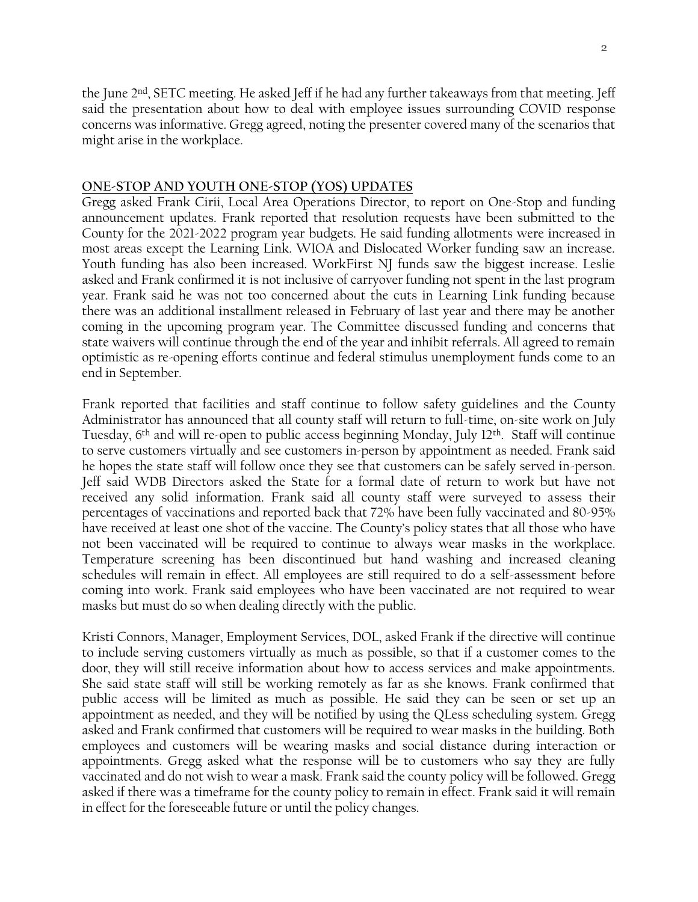the June 2nd, SETC meeting. He asked Jeff if he had any further takeaways from that meeting. Jeff said the presentation about how to deal with employee issues surrounding COVID response concerns was informative. Gregg agreed, noting the presenter covered many of the scenarios that might arise in the workplace.

## ONE-STOP AND YOUTH ONE-STOP (YOS) UPDATES

Gregg asked Frank Cirii, Local Area Operations Director, to report on One-Stop and funding announcement updates. Frank reported that resolution requests have been submitted to the County for the 2021-2022 program year budgets. He said funding allotments were increased in most areas except the Learning Link. WIOA and Dislocated Worker funding saw an increase. Youth funding has also been increased. WorkFirst NJ funds saw the biggest increase. Leslie asked and Frank confirmed it is not inclusive of carryover funding not spent in the last program year. Frank said he was not too concerned about the cuts in Learning Link funding because there was an additional installment released in February of last year and there may be another coming in the upcoming program year. The Committee discussed funding and concerns that state waivers will continue through the end of the year and inhibit referrals. All agreed to remain optimistic as re-opening efforts continue and federal stimulus unemployment funds come to an end in September.

Frank reported that facilities and staff continue to follow safety guidelines and the County Administrator has announced that all county staff will return to full-time, on-site work on July Tuesday, 6th and will re-open to public access beginning Monday, July 12th. Staff will continue to serve customers virtually and see customers in-person by appointment as needed. Frank said he hopes the state staff will follow once they see that customers can be safely served in-person. Jeff said WDB Directors asked the State for a formal date of return to work but have not received any solid information. Frank said all county staff were surveyed to assess their percentages of vaccinations and reported back that 72% have been fully vaccinated and 80-95% have received at least one shot of the vaccine. The County's policy states that all those who have not been vaccinated will be required to continue to always wear masks in the workplace. Temperature screening has been discontinued but hand washing and increased cleaning schedules will remain in effect. All employees are still required to do a self-assessment before coming into work. Frank said employees who have been vaccinated are not required to wear masks but must do so when dealing directly with the public.

Kristi Connors, Manager, Employment Services, DOL, asked Frank if the directive will continue to include serving customers virtually as much as possible, so that if a customer comes to the door, they will still receive information about how to access services and make appointments. She said state staff will still be working remotely as far as she knows. Frank confirmed that public access will be limited as much as possible. He said they can be seen or set up an appointment as needed, and they will be notified by using the QLess scheduling system. Gregg asked and Frank confirmed that customers will be required to wear masks in the building. Both employees and customers will be wearing masks and social distance during interaction or appointments. Gregg asked what the response will be to customers who say they are fully vaccinated and do not wish to wear a mask. Frank said the county policy will be followed. Gregg asked if there was a timeframe for the county policy to remain in effect. Frank said it will remain in effect for the foreseeable future or until the policy changes.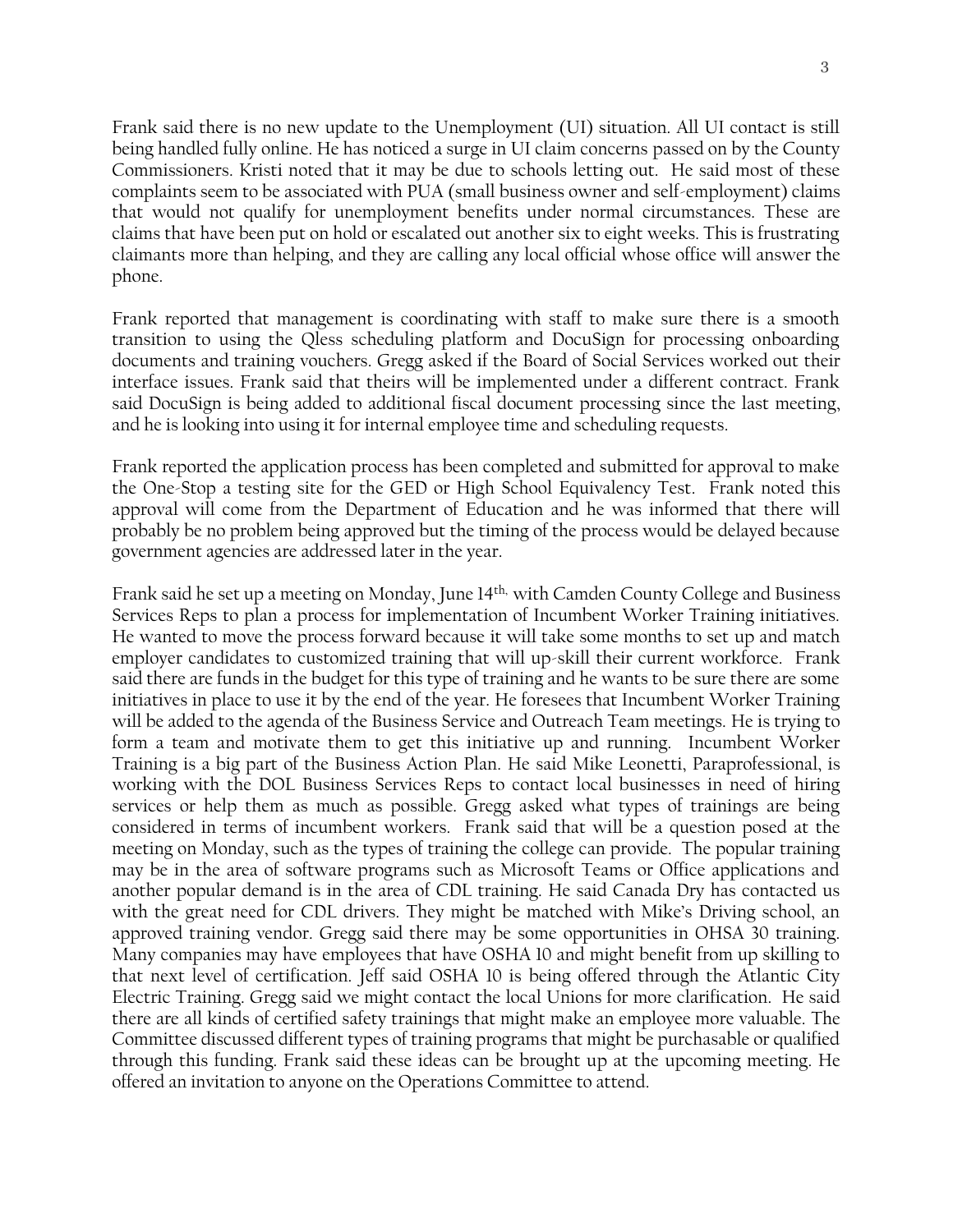Frank said there is no new update to the Unemployment (UI) situation. All UI contact is still being handled fully online. He has noticed a surge in UI claim concerns passed on by the County Commissioners. Kristi noted that it may be due to schools letting out. He said most of these complaints seem to be associated with PUA (small business owner and self-employment) claims that would not qualify for unemployment benefits under normal circumstances. These are claims that have been put on hold or escalated out another six to eight weeks. This is frustrating claimants more than helping, and they are calling any local official whose office will answer the phone.

Frank reported that management is coordinating with staff to make sure there is a smooth transition to using the Qless scheduling platform and DocuSign for processing onboarding documents and training vouchers. Gregg asked if the Board of Social Services worked out their interface issues. Frank said that theirs will be implemented under a different contract. Frank said DocuSign is being added to additional fiscal document processing since the last meeting, and he is looking into using it for internal employee time and scheduling requests.

Frank reported the application process has been completed and submitted for approval to make the One-Stop a testing site for the GED or High School Equivalency Test. Frank noted this approval will come from the Department of Education and he was informed that there will probably be no problem being approved but the timing of the process would be delayed because government agencies are addressed later in the year.

Frank said he set up a meeting on Monday, June 14th, with Camden County College and Business Services Reps to plan a process for implementation of Incumbent Worker Training initiatives. He wanted to move the process forward because it will take some months to set up and match employer candidates to customized training that will up-skill their current workforce. Frank said there are funds in the budget for this type of training and he wants to be sure there are some initiatives in place to use it by the end of the year. He foresees that Incumbent Worker Training will be added to the agenda of the Business Service and Outreach Team meetings. He is trying to form a team and motivate them to get this initiative up and running. Incumbent Worker Training is a big part of the Business Action Plan. He said Mike Leonetti, Paraprofessional, is working with the DOL Business Services Reps to contact local businesses in need of hiring services or help them as much as possible. Gregg asked what types of trainings are being considered in terms of incumbent workers. Frank said that will be a question posed at the meeting on Monday, such as the types of training the college can provide. The popular training may be in the area of software programs such as Microsoft Teams or Office applications and another popular demand is in the area of CDL training. He said Canada Dry has contacted us with the great need for CDL drivers. They might be matched with Mike's Driving school, an approved training vendor. Gregg said there may be some opportunities in OHSA 30 training. Many companies may have employees that have OSHA 10 and might benefit from up skilling to that next level of certification. Jeff said OSHA 10 is being offered through the Atlantic City Electric Training. Gregg said we might contact the local Unions for more clarification. He said there are all kinds of certified safety trainings that might make an employee more valuable. The Committee discussed different types of training programs that might be purchasable or qualified through this funding. Frank said these ideas can be brought up at the upcoming meeting. He offered an invitation to anyone on the Operations Committee to attend.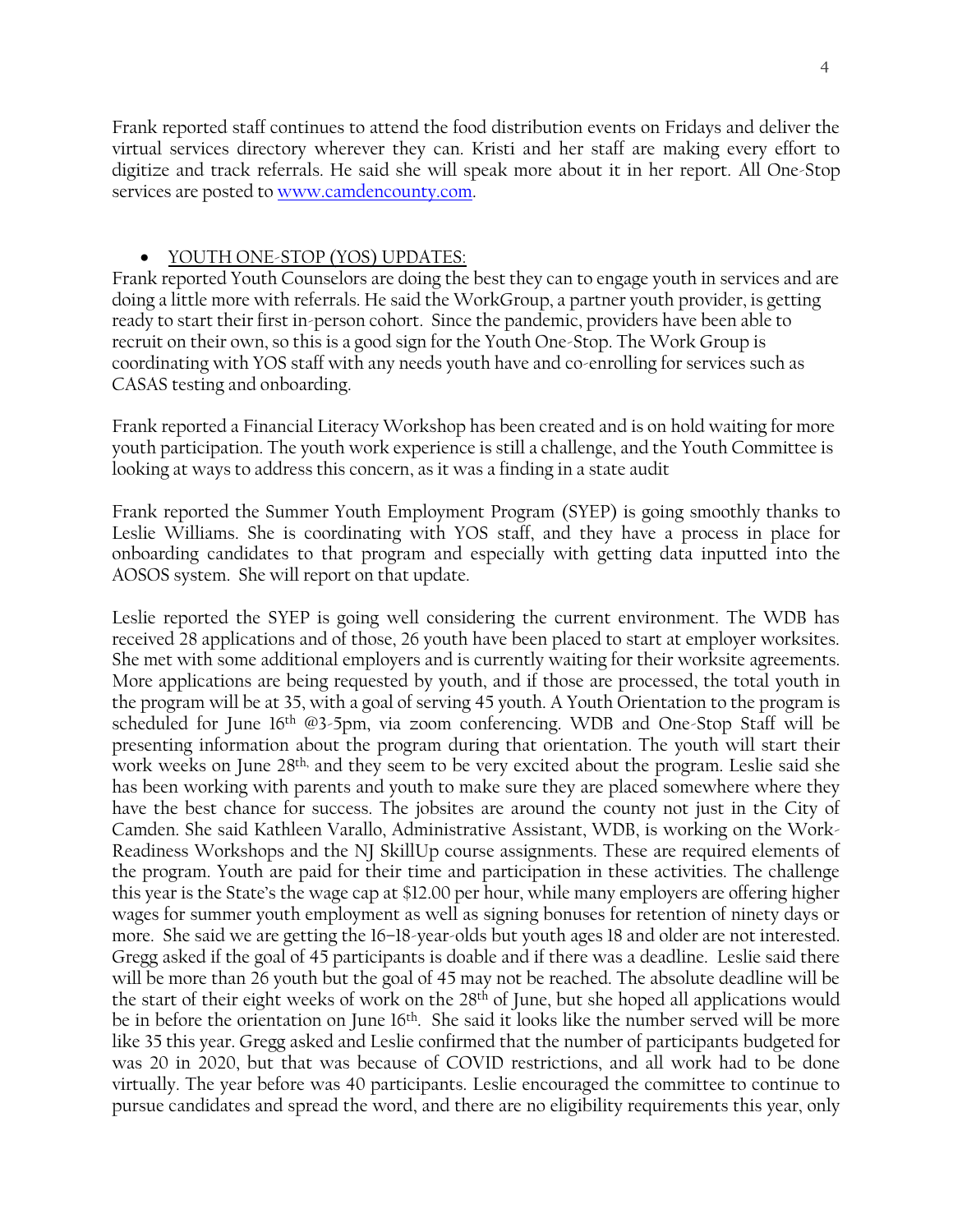Frank reported staff continues to attend the food distribution events on Fridays and deliver the virtual services directory wherever they can. Kristi and her staff are making every effort to digitize and track referrals. He said she will speak more about it in her report. All One-Stop services are posted to [www.camdencounty.com](http://www.camdencounty.com).

- YOUTH ONE-STOP (YOS) UPDATES:

Frank reported Youth Counselors are doing the best they can to engage youth in services and are doing a little more with referrals. He said the WorkGroup, a partner youth provider, is getting ready to start their first in-person cohort. Since the pandemic, providers have been able to recruit on their own, so this is a good sign for the Youth One-Stop. The Work Group is coordinating with YOS staff with any needs youth have and co-enrolling for services such as CASAS testing and onboarding.

Frank reported a Financial Literacy Workshop has been created and is on hold waiting for more youth participation. The youth work experience is still a challenge, and the Youth Committee is looking at ways to address this concern, as it was a finding in a state audit

Frank reported the Summer Youth Employment Program (SYEP) is going smoothly thanks to Leslie Williams. She is coordinating with YOS staff, and they have a process in place for onboarding candidates to that program and especially with getting data inputted into the AOSOS system. She will report on that update.

Leslie reported the SYEP is going well considering the current environment. The WDB has received 28 applications and of those, 26 youth have been placed to start at employer worksites. She met with some additional employers and is currently waiting for their worksite agreements. More applications are being requested by youth, and if those are processed, the total youth in the program will be at 35, with a goal of serving 45 youth. A Youth Orientation to the program is scheduled for June 16th @3-5pm, via zoom conferencing. WDB and One-Stop Staff will be presenting information about the program during that orientation. The youth will start their work weeks on June 28th, and they seem to be very excited about the program. Leslie said she has been working with parents and youth to make sure they are placed somewhere where they have the best chance for success. The jobsites are around the county not just in the City of Camden. She said Kathleen Varallo, Administrative Assistant, WDB, is working on the Work-Readiness Workshops and the NJ SkillUp course assignments. These are required elements of the program. Youth are paid for their time and participation in these activities. The challenge this year is the State's the wage cap at $12.00 per hour, while many employers are offering higher wages for summer youth employment as well as signing bonuses for retention of ninety days or more. She said we are getting the 16–18-year-olds but youth ages 18 and older are not interested. Gregg asked if the goal of 45 participants is doable and if there was a deadline. Leslie said there will be more than 26 youth but the goal of 45 may not be reached. The absolute deadline will be the start of their eight weeks of work on the 28th of June, but she hoped all applications would be in before the orientation on June 16th. She said it looks like the number served will be more like 35 this year. Gregg asked and Leslie confirmed that the number of participants budgeted for was 20 in 2020, but that was because of COVID restrictions, and all work had to be done virtually. The year before was 40 participants. Leslie encouraged the committee to continue to pursue candidates and spread the word, and there are no eligibility requirements this year, only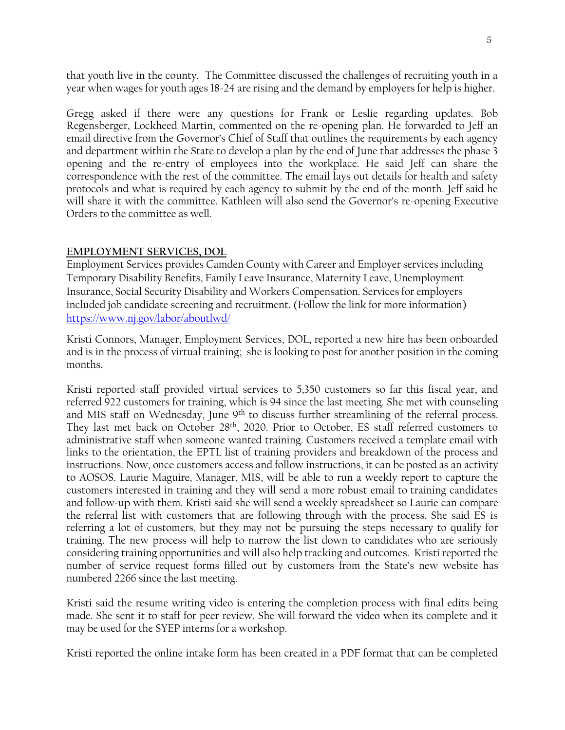that youth live in the county. The Committee discussed the challenges of recruiting youth in a year when wages for youth ages 18-24 are rising and the demand by employers for help is higher.

Gregg asked if there were any questions for Frank or Leslie regarding updates. Bob Regensberger, Lockheed Martin, commented on the re-opening plan. He forwarded to Jeff an email directive from the Governor's Chief of Staff that outlines the requirements by each agency and department within the State to develop a plan by the end of June that addresses the phase 3 opening and the re-entry of employees into the workplace. He said Jeff can share the correspondence with the rest of the committee. The email lays out details for health and safety protocols and what is required by each agency to submit by the end of the month. Jeff said he will share it with the committee. Kathleen will also send the Governor's re-opening Executive Orders to the committee as well.

**EMPLOYMENT SERVICES, DOL**

Employment Services provides Camden County with Career and Employer services including Temporary Disability Benefits, Family Leave Insurance, Maternity Leave, Unemployment Insurance, Social Security Disability and Workers Compensation. Services for employers included job candidate screening and recruitment. (Follow the link for more information) https://www.nj.gov/labor/aboutlwd/

Kristi Connors, Manager, Employment Services, DOL, reported a new hire has been onboarded and is in the process of virtual training; she is looking to post for another position in the coming months.

Kristi reported staff provided virtual services to 5,350 customers so far this fiscal year, and referred 922 customers for training, which is 94 since the last meeting. She met with counseling and MIS staff on Wednesday, June 9th to discuss further streamlining of the referral process. They last met back on October 28th, 2020. Prior to October, ES staff referred customers to administrative staff when someone wanted training. Customers received a template email with links to the orientation, the EPTL list of training providers and breakdown of the process and instructions. Now, once customers access and follow instructions, it can be posted as an activity to AOSOS. Laurie Maguire, Manager, MIS, will be able to run a weekly report to capture the customers interested in training and they will send a more robust email to training candidates and follow-up with them. Kristi said she will send a weekly spreadsheet so Laurie can compare the referral list with customers that are following through with the process. She said ES is referring a lot of customers, but they may not be pursuing the steps necessary to qualify for training. The new process will help to narrow the list down to candidates who are seriously considering training opportunities and will also help tracking and outcomes. Kristi reported the number of service request forms filled out by customers from the State's new website has numbered 2266 since the last meeting.

Kristi said the resume writing video is entering the completion process with final edits being made. She sent it to staff for peer review. She will forward the video when its complete and it may be used for the SYEP interns for a workshop.

Kristi reported the online intake form has been created in a PDF format that can be completed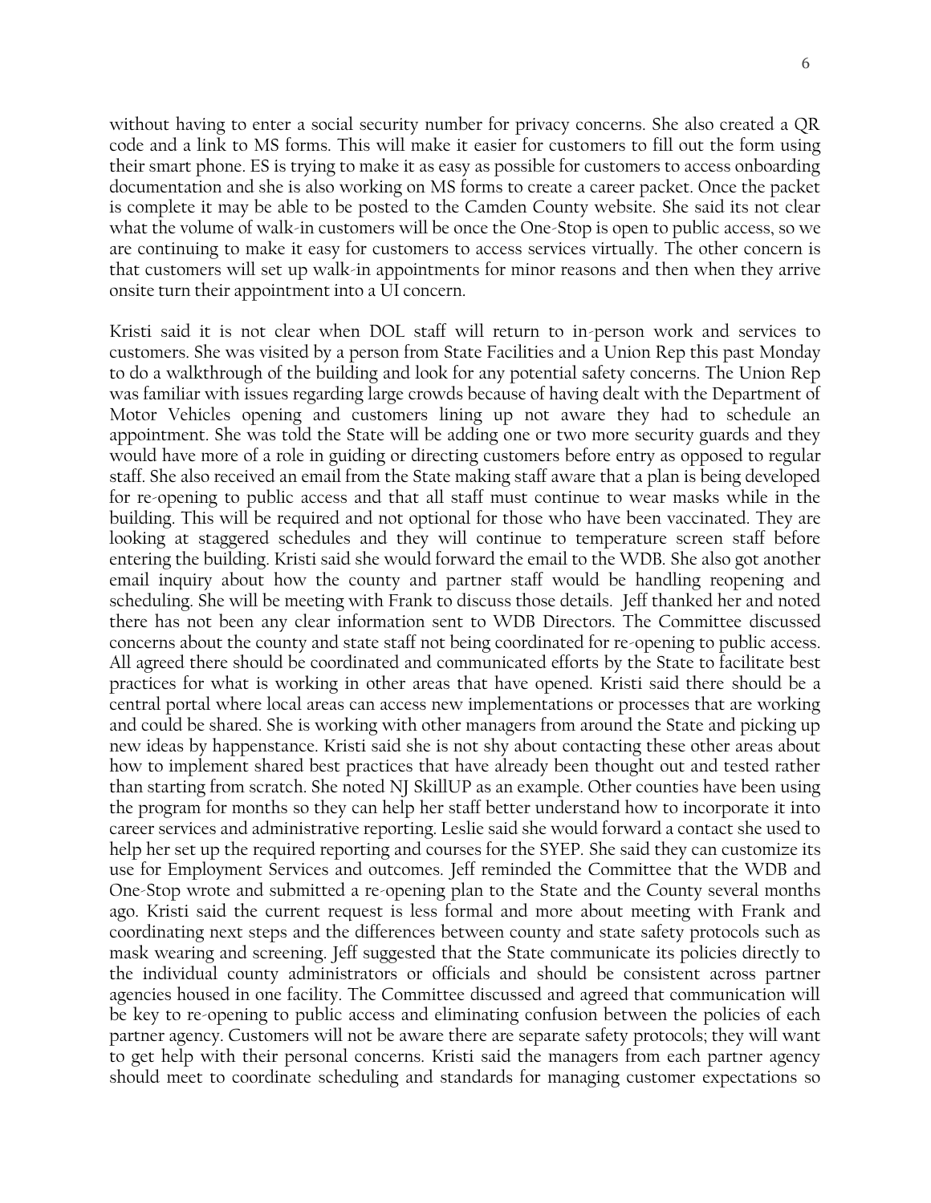without having to enter a social security number for privacy concerns. She also created a QR code and a link to MS forms. This will make it easier for customers to fill out the form using their smart phone. ES is trying to make it as easy as possible for customers to access onboarding documentation and she is also working on MS forms to create a career packet. Once the packet is complete it may be able to be posted to the Camden County website. She said its not clear what the volume of walk-in customers will be once the One-Stop is open to public access, so we are continuing to make it easy for customers to access services virtually. The other concern is that customers will set up walk-in appointments for minor reasons and then when they arrive onsite turn their appointment into a UI concern.

Kristi said it is not clear when DOL staff will return to in-person work and services to customers. She was visited by a person from State Facilities and a Union Rep this past Monday to do a walkthrough of the building and look for any potential safety concerns. The Union Rep was familiar with issues regarding large crowds because of having dealt with the Department of Motor Vehicles opening and customers lining up not aware they had to schedule an appointment. She was told the State will be adding one or two more security guards and they would have more of a role in guiding or directing customers before entry as opposed to regular staff. She also received an email from the State making staff aware that a plan is being developed for re-opening to public access and that all staff must continue to wear masks while in the building. This will be required and not optional for those who have been vaccinated. They are looking at staggered schedules and they will continue to temperature screen staff before entering the building. Kristi said she would forward the email to the WDB. She also got another email inquiry about how the county and partner staff would be handling reopening and scheduling. She will be meeting with Frank to discuss those details. Jeff thanked her and noted there has not been any clear information sent to WDB Directors. The Committee discussed concerns about the county and state staff not being coordinated for re-opening to public access. All agreed there should be coordinated and communicated efforts by the State to facilitate best practices for what is working in other areas that have opened. Kristi said there should be a central portal where local areas can access new implementations or processes that are working and could be shared. She is working with other managers from around the State and picking up new ideas by happenstance. Kristi said she is not shy about contacting these other areas about how to implement shared best practices that have already been thought out and tested rather than starting from scratch. She noted NJ SkillUP as an example. Other counties have been using the program for months so they can help her staff better understand how to incorporate it into career services and administrative reporting. Leslie said she would forward a contact she used to help her set up the required reporting and courses for the SYEP. She said they can customize its use for Employment Services and outcomes. Jeff reminded the Committee that the WDB and One-Stop wrote and submitted a re-opening plan to the State and the County several months ago. Kristi said the current request is less formal and more about meeting with Frank and coordinating next steps and the differences between county and state safety protocols such as mask wearing and screening. Jeff suggested that the State communicate its policies directly to the individual county administrators or officials and should be consistent across partner agencies housed in one facility. The Committee discussed and agreed that communication will be key to re-opening to public access and eliminating confusion between the policies of each partner agency. Customers will not be aware there are separate safety protocols; they will want to get help with their personal concerns. Kristi said the managers from each partner agency should meet to coordinate scheduling and standards for managing customer expectations so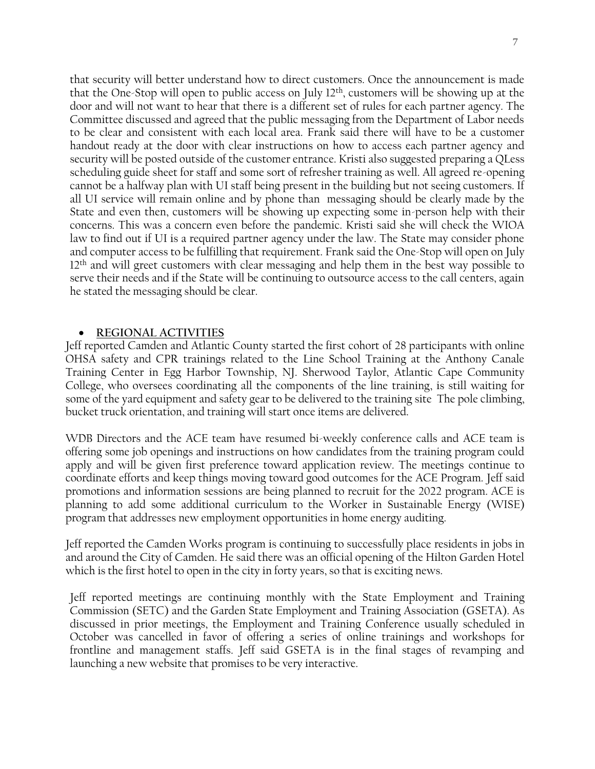that security will better understand how to direct customers. Once the announcement is made that the One-Stop will open to public access on July 12th, customers will be showing up at the door and will not want to hear that there is a different set of rules for each partner agency. The Committee discussed and agreed that the public messaging from the Department of Labor needs to be clear and consistent with each local area. Frank said there will have to be a customer handout ready at the door with clear instructions on how to access each partner agency and security will be posted outside of the customer entrance. Kristi also suggested preparing a QLess scheduling guide sheet for staff and some sort of refresher training as well. All agreed re-opening cannot be a halfway plan with UI staff being present in the building but not seeing customers. If all UI service will remain online and by phone than messaging should be clearly made by the State and even then, customers will be showing up expecting some in-person help with their concerns. This was a concern even before the pandemic. Kristi said she will check the WIOA law to find out if UI is a required partner agency under the law. The State may consider phone and computer access to be fulfilling that requirement. Frank said the One-Stop will open on July 12th and will greet customers with clear messaging and help them in the best way possible to serve their needs and if the State will be continuing to outsource access to the call centers, again he stated the messaging should be clear.

- **REGIONAL ACTIVITIES**

Jeff reported Camden and Atlantic County started the first cohort of 28 participants with online OHSA safety and CPR trainings related to the Line School Training at the Anthony Canale Training Center in Egg Harbor Township, NJ. Sherwood Taylor, Atlantic Cape Community College, who oversees coordinating all the components of the line training, is still waiting for some of the yard equipment and safety gear to be delivered to the training site The pole climbing, bucket truck orientation, and training will start once items are delivered.

WDB Directors and the ACE team have resumed bi-weekly conference calls and ACE team is offering some job openings and instructions on how candidates from the training program could apply and will be given first preference toward application review. The meetings continue to coordinate efforts and keep things moving toward good outcomes for the ACE Program. Jeff said promotions and information sessions are being planned to recruit for the 2022 program. ACE is planning to add some additional curriculum to the Worker in Sustainable Energy (WISE) program that addresses new employment opportunities in home energy auditing.

Jeff reported the Camden Works program is continuing to successfully place residents in jobs in and around the City of Camden. He said there was an official opening of the Hilton Garden Hotel which is the first hotel to open in the city in forty years, so that is exciting news.

Jeff reported meetings are continuing monthly with the State Employment and Training Commission (SETC) and the Garden State Employment and Training Association (GSETA). As discussed in prior meetings, the Employment and Training Conference usually scheduled in October was cancelled in favor of offering a series of online trainings and workshops for frontline and management staffs. Jeff said GSETA is in the final stages of revamping and launching a new website that promises to be very interactive.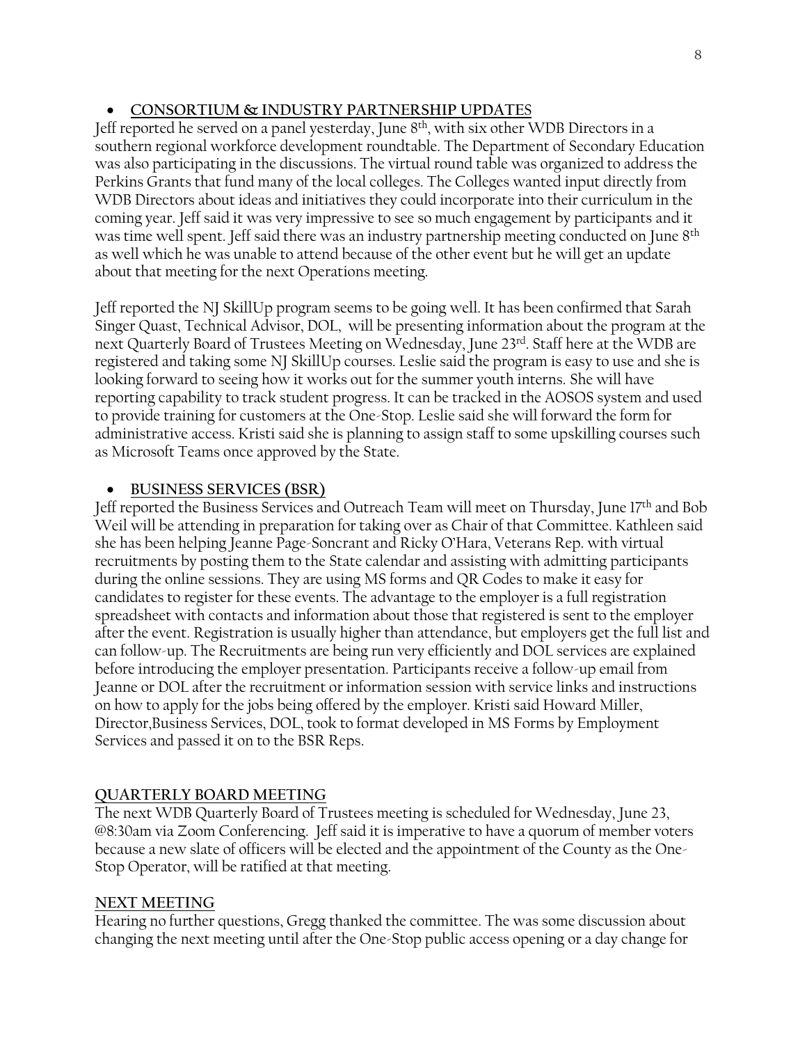- **CONSORTIUM & INDUSTRY PARTNERSHIP UPDATES**

Jeff reported he served on a panel yesterday, June 8th, with six other WDB Directors in a southern regional workforce development roundtable. The Department of Secondary Education was also participating in the discussions. The virtual round table was organized to address the Perkins Grants that fund many of the local colleges. The Colleges wanted input directly from WDB Directors about ideas and initiatives they could incorporate into their curriculum in the coming year. Jeff said it was very impressive to see so much engagement by participants and it was time well spent. Jeff said there was an industry partnership meeting conducted on June 8th as well which he was unable to attend because of the other event but he will get an update about that meeting for the next Operations meeting.

Jeff reported the NJ SkillUp program seems to be going well. It has been confirmed that Sarah Singer Quast, Technical Advisor, DOL, will be presenting information about the program at the next Quarterly Board of Trustees Meeting on Wednesday, June 23rd. Staff here at the WDB are registered and taking some NJ SkillUp courses. Leslie said the program is easy to use and she is looking forward to seeing how it works out for the summer youth interns. She will have reporting capability to track student progress. It can be tracked in the AOSOS system and used to provide training for customers at the One-Stop. Leslie said she will forward the form for administrative access. Kristi said she is planning to assign staff to some upskilling courses such as Microsoft Teams once approved by the State.

- **BUSINESS SERVICES (BSR)**

Jeff reported the Business Services and Outreach Team will meet on Thursday, June 17th and Bob Weil will be attending in preparation for taking over as Chair of that Committee. Kathleen said she has been helping Jeanne Page-Soncrant and Ricky O'Hara, Veterans Rep. with virtual recruitments by posting them to the State calendar and assisting with admitting participants during the online sessions. They are using MS forms and QR Codes to make it easy for candidates to register for these events. The advantage to the employer is a full registration spreadsheet with contacts and information about those that registered is sent to the employer after the event. Registration is usually higher than attendance, but employers get the full list and can follow-up. The Recruitments are being run very efficiently and DOL services are explained before introducing the employer presentation. Participants receive a follow-up email from Jeanne or DOL after the recruitment or information session with service links and instructions on how to apply for the jobs being offered by the employer. Kristi said Howard Miller, Director,Business Services, DOL, took to format developed in MS Forms by Employment Services and passed it on to the BSR Reps.

**QUARTERLY BOARD MEETING**

The next WDB Quarterly Board of Trustees meeting is scheduled for Wednesday, June 23, @8:30am via Zoom Conferencing. Jeff said it is imperative to have a quorum of member voters because a new slate of officers will be elected and the appointment of the County as the One-Stop Operator, will be ratified at that meeting.

**NEXT MEETING**

Hearing no further questions, Gregg thanked the committee. The was some discussion about changing the next meeting until after the One-Stop public access opening or a day change for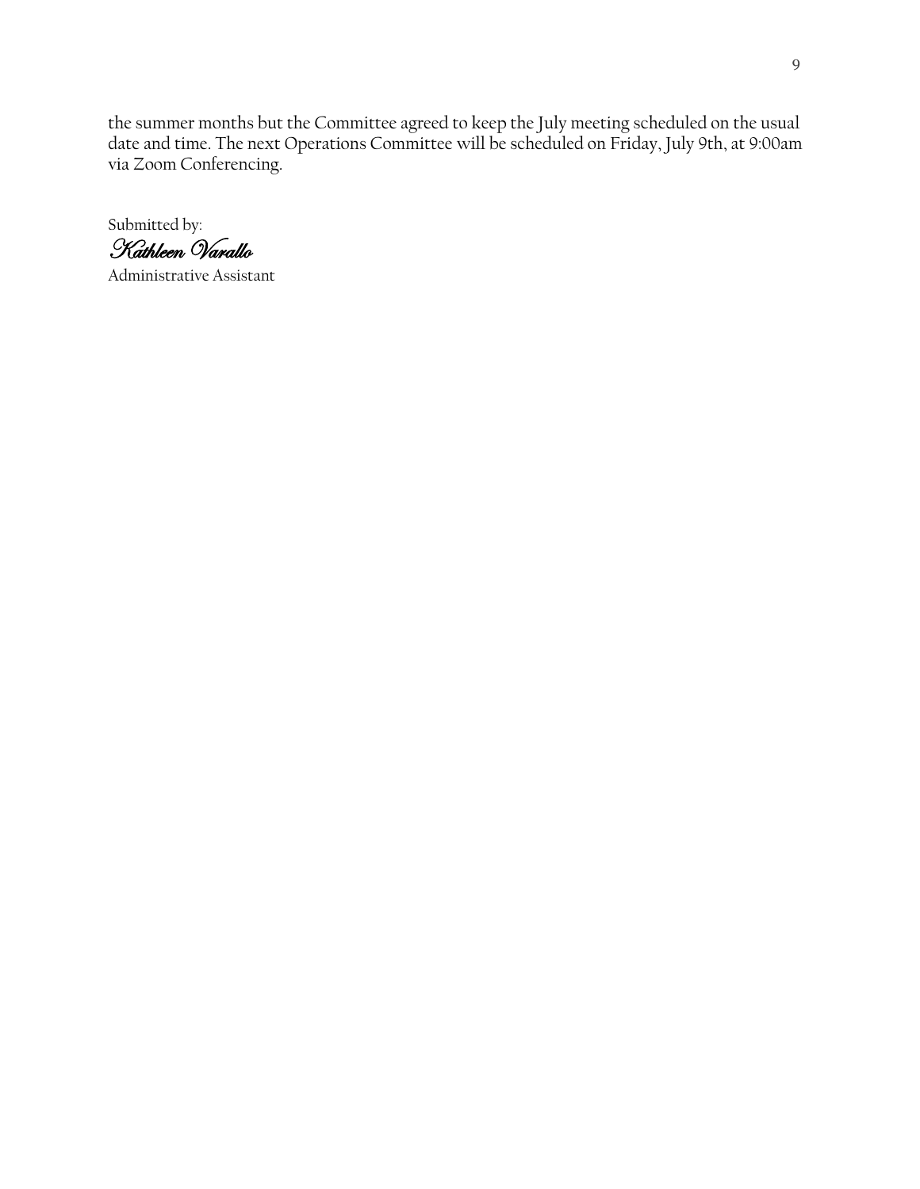the summer months but the Committee agreed to keep the July meeting scheduled on the usual date and time. The next Operations Committee will be scheduled on Friday, July 9th, at 9:00am via Zoom Conferencing.

Submitted by:
*Kathleen Varallo*
Administrative Assistant